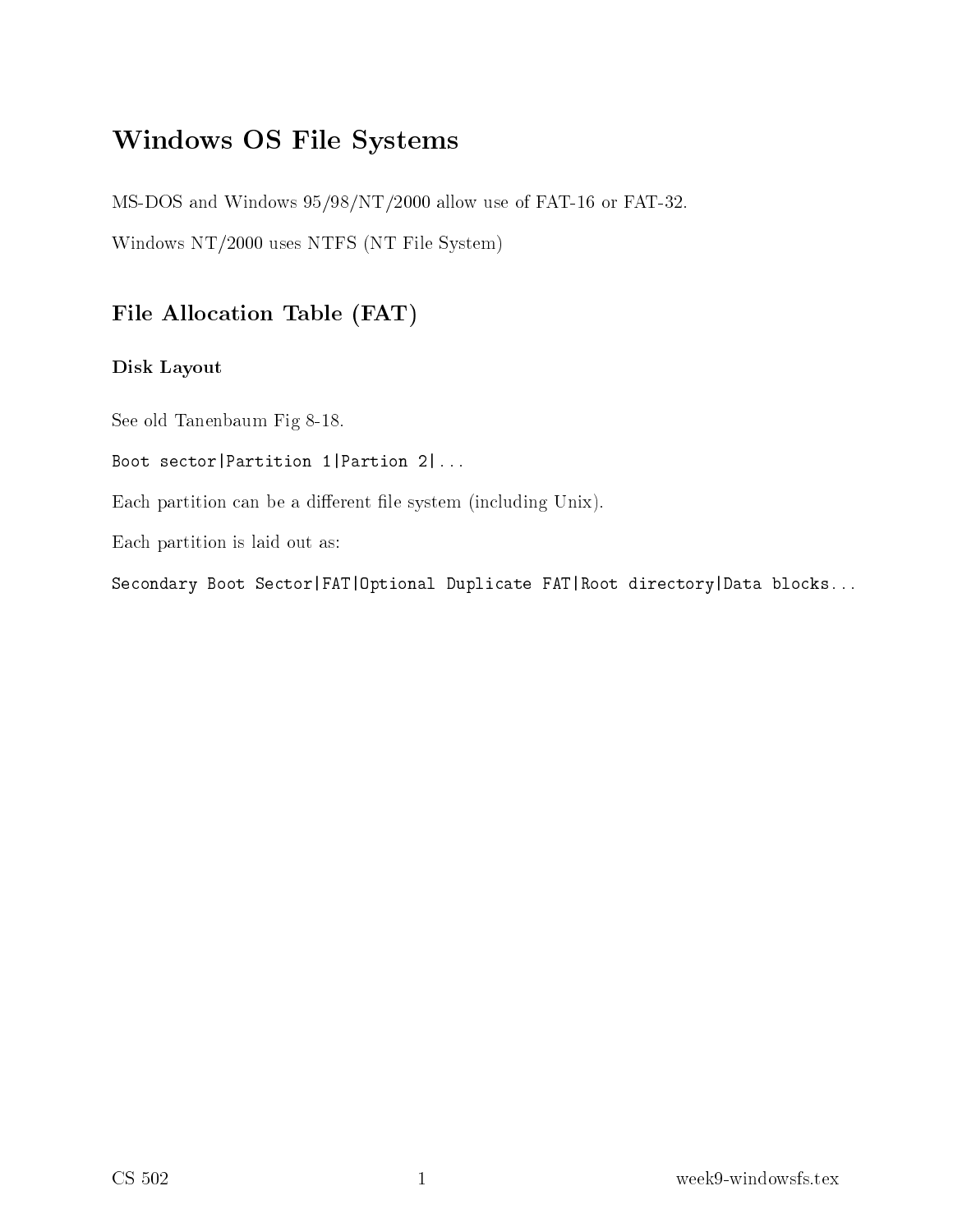# Windows OS File Systems

MS-DOS and Windows 95/98/NT/2000 allow use of FAT-16 or FAT-32.

Windows NT/2000 uses NTFS (NT File System)

## File Allocation Table (FAT)

### Disk Layout

See old Tanenbaum Fig 8-18.

```
Boot sector|Partition 1|Partion 2|...
```

Each partition can be a different file system (including Unix).

Each partition is laid out as:

```
Secondary Boot Sector|FAT|Optional Duplicate FAT|Root directory|Data blocks...
```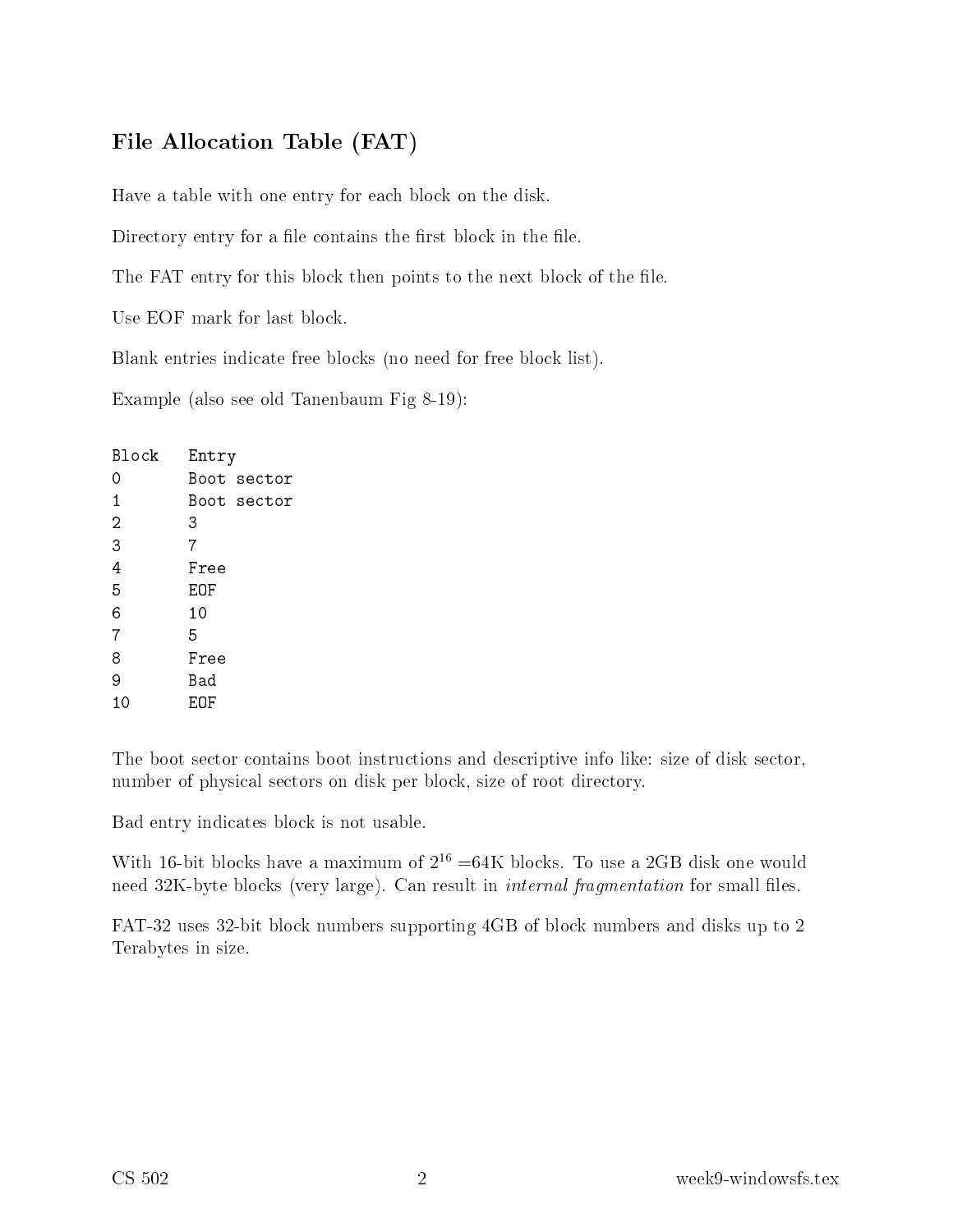## File Allocation Table (FAT)

Have a table with one entry for each block on the disk.

Directory entry for a file contains the first block in the file.

The FAT entry for this block then points to the next block of the file.

Use EOF mark for last block.

Blank entries indicate free blocks (no need for free block list).

Example (also see old Tanenbaum Fig 8-19):

```
Block   Entry
0       Boot sector
1       Boot sector
2       3
3       7
4       Free
5       EOF
6       10
7       5
8       Free
9       Bad
10      EOF
```

The boot sector contains boot instructions and descriptive info like: size of disk sector, number of physical sectors on disk per block, size of root directory.

Bad entry indicates block is not usable.

With 16-bit blocks have a maximum of $2^{16}$ =64K blocks. To use a 2GB disk one would need 32K-byte blocks (very large). Can result in *internal fragmentation* for small files.

FAT-32 uses 32-bit block numbers supporting 4GB of block numbers and disks up to 2 Terabytes in size.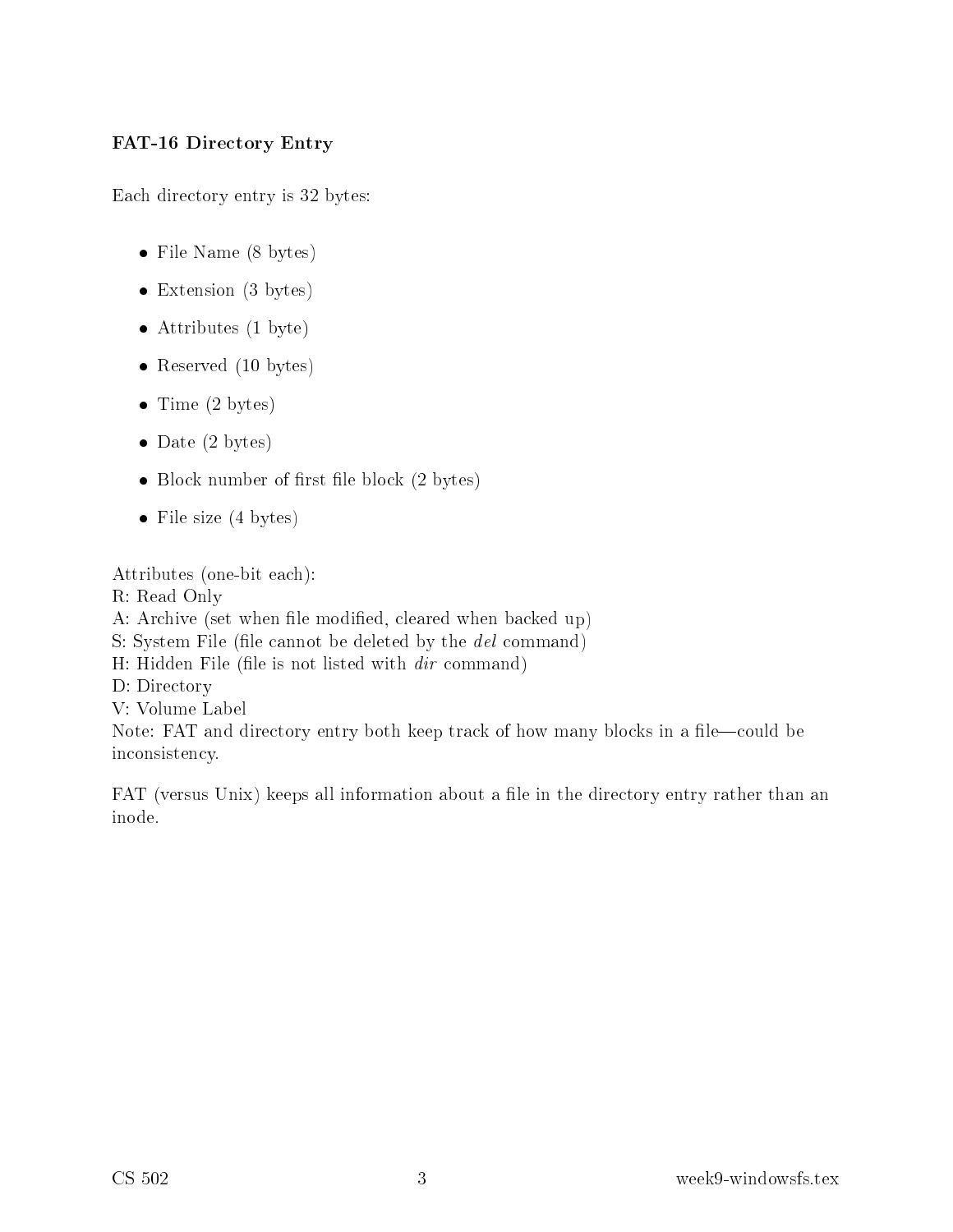### FAT-16 Directory Entry

Each directory entry is 32 bytes:

- File Name (8 bytes)
- Extension (3 bytes)
- Attributes (1 byte)
- Reserved (10 bytes)
- Time (2 bytes)
- Date (2 bytes)
- Block number of first file block (2 bytes)
- File size (4 bytes)

Attributes (one-bit each):
R: Read Only
A: Archive (set when file modified, cleared when backed up)
S: System File (file cannot be deleted by the *del* command)
H: Hidden File (file is not listed with *dir* command)
D: Directory
V: Volume Label
Note: FAT and directory entry both keep track of how many blocks in a file—could be inconsistency.

FAT (versus Unix) keeps all information about a file in the directory entry rather than an inode.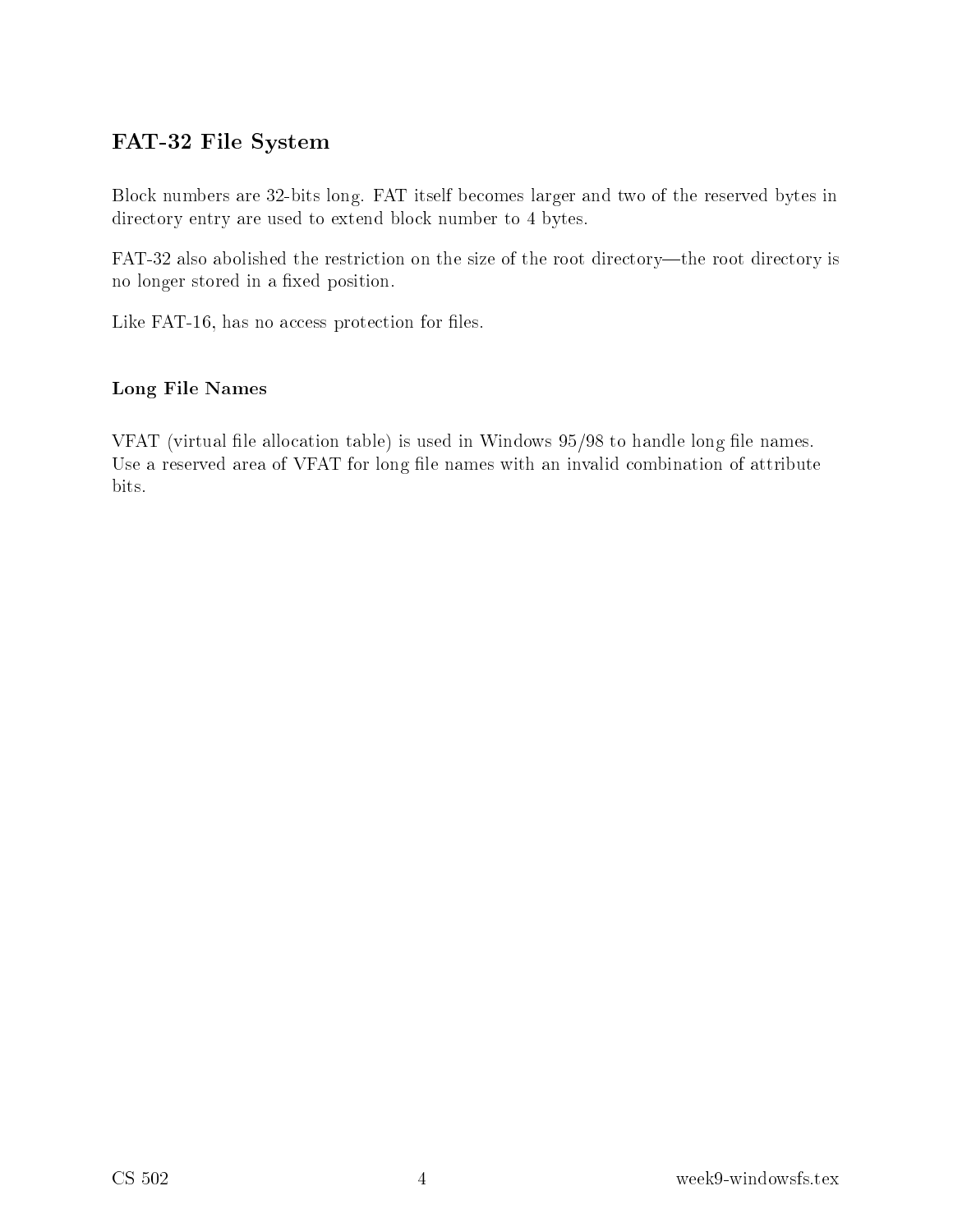## FAT-32 File System

Block numbers are 32-bits long. FAT itself becomes larger and two of the reserved bytes in directory entry are used to extend block number to 4 bytes.

FAT-32 also abolished the restriction on the size of the root directory—the root directory is no longer stored in a fixed position.

Like FAT-16, has no access protection for files.

### Long File Names

VFAT (virtual file allocation table) is used in Windows 95/98 to handle long file names. Use a reserved area of VFAT for long file names with an invalid combination of attribute bits.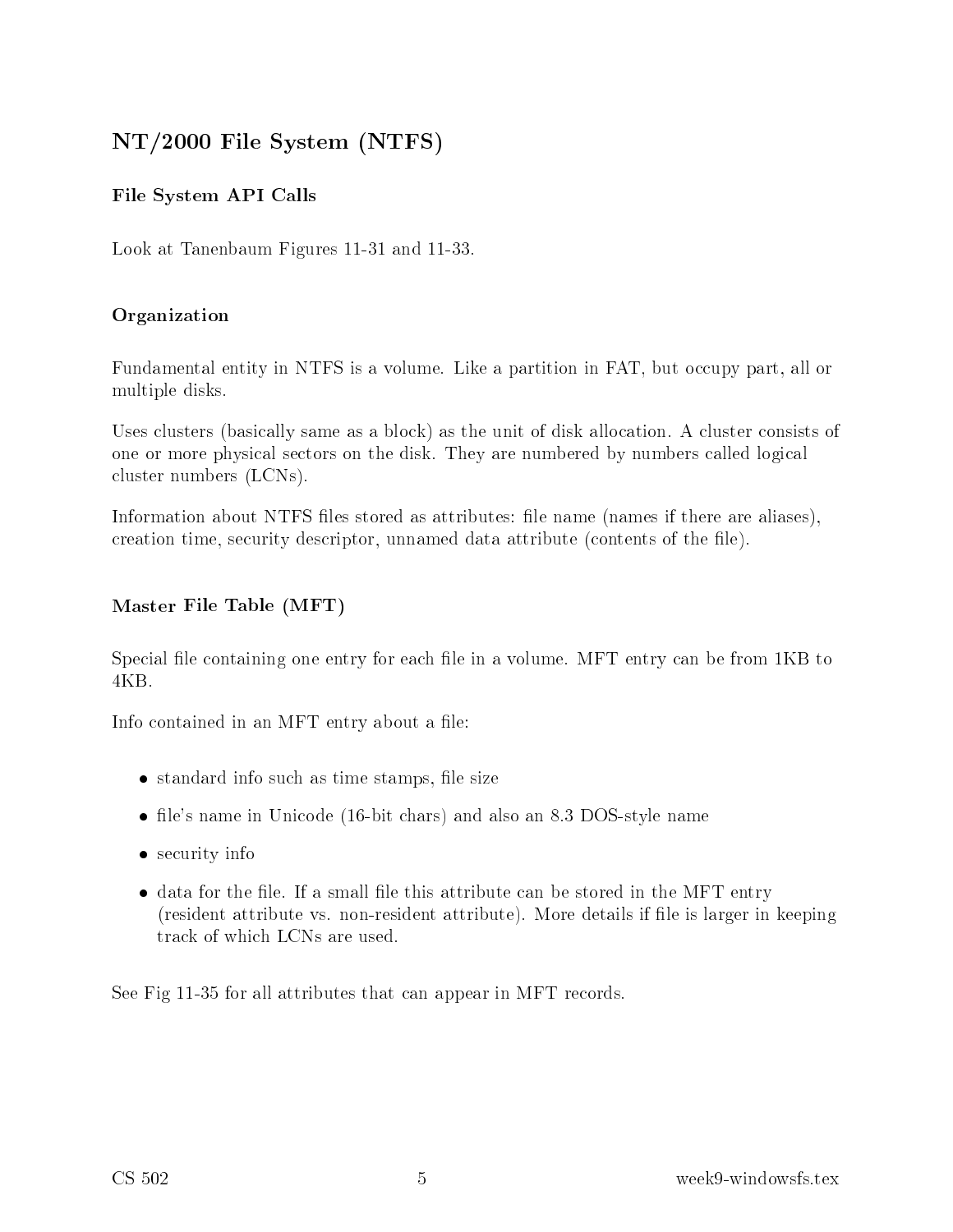## NT/2000 File System (NTFS)

### File System API Calls

Look at Tanenbaum Figures 11-31 and 11-33.

### Organization

Fundamental entity in NTFS is a volume. Like a partition in FAT, but occupy part, all or multiple disks.

Uses clusters (basically same as a block) as the unit of disk allocation. A cluster consists of one or more physical sectors on the disk. They are numbered by numbers called logical cluster numbers (LCNs).

Information about NTFS files stored as attributes: file name (names if there are aliases), creation time, security descriptor, unnamed data attribute (contents of the file).

### Master File Table (MFT)

Special file containing one entry for each file in a volume. MFT entry can be from 1KB to 4KB.

Info contained in an MFT entry about a file:

- standard info such as time stamps, file size
- file's name in Unicode (16-bit chars) and also an 8.3 DOS-style name
- security info
- data for the file. If a small file this attribute can be stored in the MFT entry (resident attribute vs. non-resident attribute). More details if file is larger in keeping track of which LCNs are used.

See Fig 11-35 for all attributes that can appear in MFT records.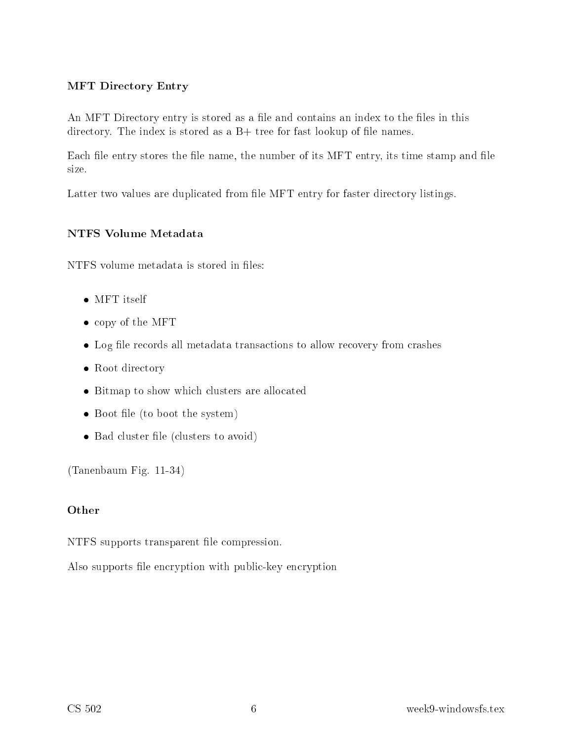### MFT Directory Entry

An MFT Directory entry is stored as a file and contains an index to the files in this directory. The index is stored as a B+ tree for fast lookup of file names.

Each file entry stores the file name, the number of its MFT entry, its time stamp and file size.

Latter two values are duplicated from file MFT entry for faster directory listings.

### NTFS Volume Metadata

NTFS volume metadata is stored in files:

- MFT itself
- copy of the MFT
- Log file records all metadata transactions to allow recovery from crashes
- Root directory
- Bitmap to show which clusters are allocated
- Boot file (to boot the system)
- Bad cluster file (clusters to avoid)

(Tanenbaum Fig. 11-34)

### Other

NTFS supports transparent file compression.

Also supports file encryption with public-key encryption